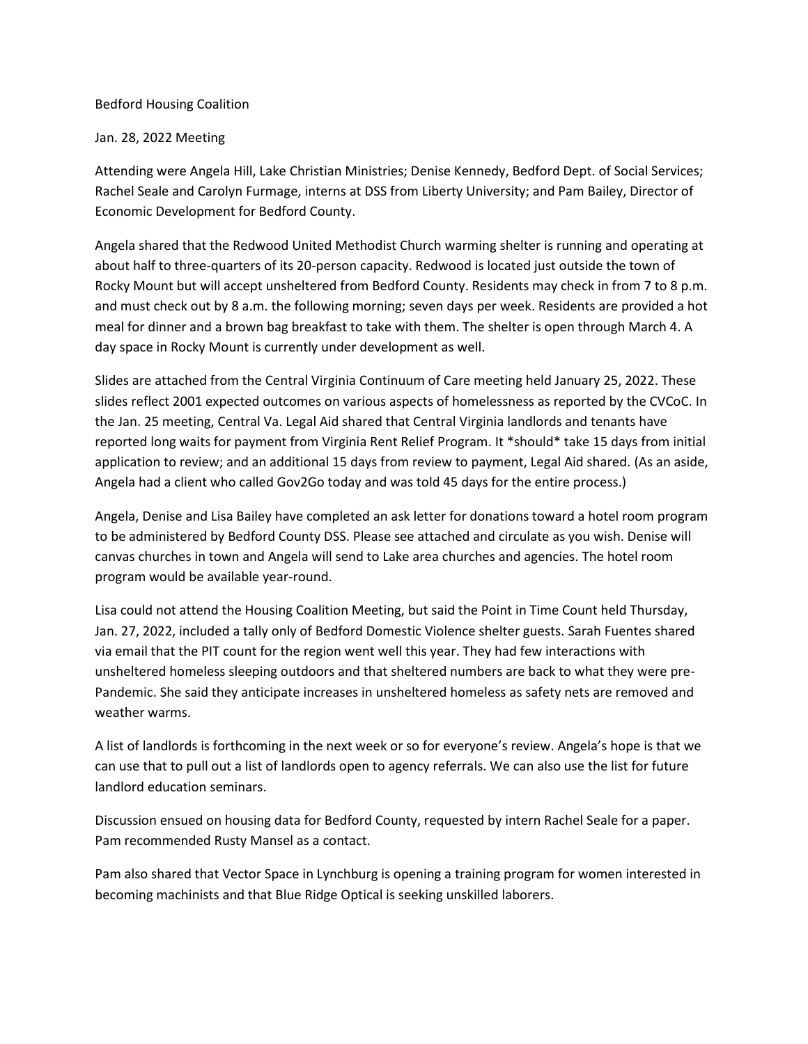Bedford Housing Coalition

Jan. 28, 2022 Meeting

Attending were Angela Hill, Lake Christian Ministries; Denise Kennedy, Bedford Dept. of Social Services; Rachel Seale and Carolyn Furmage, interns at DSS from Liberty University; and Pam Bailey, Director of Economic Development for Bedford County.

Angela shared that the Redwood United Methodist Church warming shelter is running and operating at about half to three-quarters of its 20-person capacity. Redwood is located just outside the town of Rocky Mount but will accept unsheltered from Bedford County. Residents may check in from 7 to 8 p.m. and must check out by 8 a.m. the following morning; seven days per week. Residents are provided a hot meal for dinner and a brown bag breakfast to take with them. The shelter is open through March 4. A day space in Rocky Mount is currently under development as well.

Slides are attached from the Central Virginia Continuum of Care meeting held January 25, 2022. These slides reflect 2001 expected outcomes on various aspects of homelessness as reported by the CVCoC. In the Jan. 25 meeting, Central Va. Legal Aid shared that Central Virginia landlords and tenants have reported long waits for payment from Virginia Rent Relief Program. It *should* take 15 days from initial application to review; and an additional 15 days from review to payment, Legal Aid shared. (As an aside, Angela had a client who called Gov2Go today and was told 45 days for the entire process.)

Angela, Denise and Lisa Bailey have completed an ask letter for donations toward a hotel room program to be administered by Bedford County DSS. Please see attached and circulate as you wish. Denise will canvas churches in town and Angela will send to Lake area churches and agencies. The hotel room program would be available year-round.

Lisa could not attend the Housing Coalition Meeting, but said the Point in Time Count held Thursday, Jan. 27, 2022, included a tally only of Bedford Domestic Violence shelter guests. Sarah Fuentes shared via email that the PIT count for the region went well this year. They had few interactions with unsheltered homeless sleeping outdoors and that sheltered numbers are back to what they were pre-Pandemic. She said they anticipate increases in unsheltered homeless as safety nets are removed and weather warms.

A list of landlords is forthcoming in the next week or so for everyone's review. Angela's hope is that we can use that to pull out a list of landlords open to agency referrals. We can also use the list for future landlord education seminars.

Discussion ensued on housing data for Bedford County, requested by intern Rachel Seale for a paper. Pam recommended Rusty Mansel as a contact.

Pam also shared that Vector Space in Lynchburg is opening a training program for women interested in becoming machinists and that Blue Ridge Optical is seeking unskilled laborers.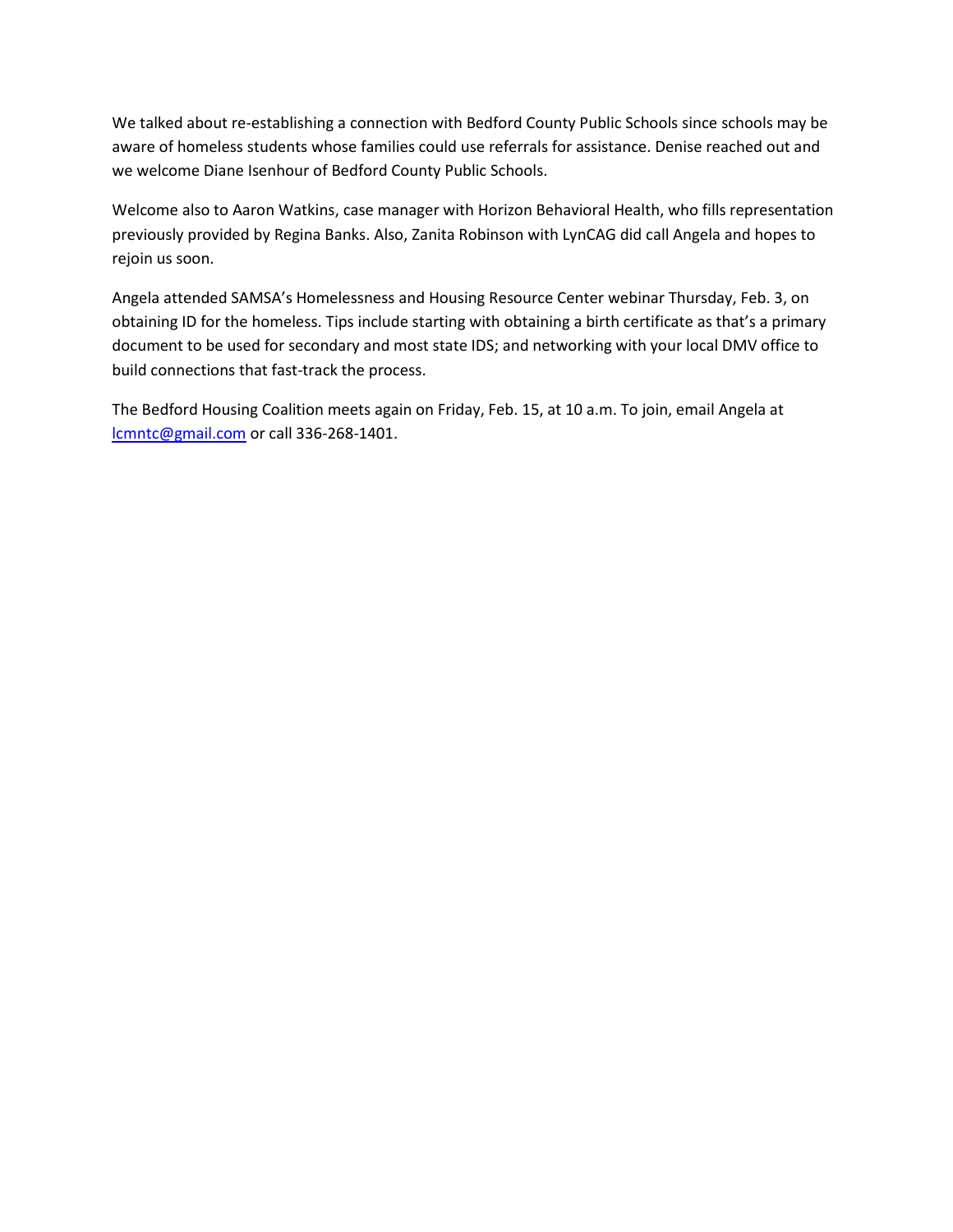We talked about re-establishing a connection with Bedford County Public Schools since schools may be aware of homeless students whose families could use referrals for assistance. Denise reached out and we welcome Diane Isenhour of Bedford County Public Schools.

Welcome also to Aaron Watkins, case manager with Horizon Behavioral Health, who fills representation previously provided by Regina Banks. Also, Zanita Robinson with LynCAG did call Angela and hopes to rejoin us soon.

Angela attended SAMSA's Homelessness and Housing Resource Center webinar Thursday, Feb. 3, on obtaining ID for the homeless. Tips include starting with obtaining a birth certificate as that's a primary document to be used for secondary and most state IDS; and networking with your local DMV office to build connections that fast-track the process.

The Bedford Housing Coalition meets again on Friday, Feb. 15, at 10 a.m. To join, email Angela at lcmntc@gmail.com or call 336-268-1401.